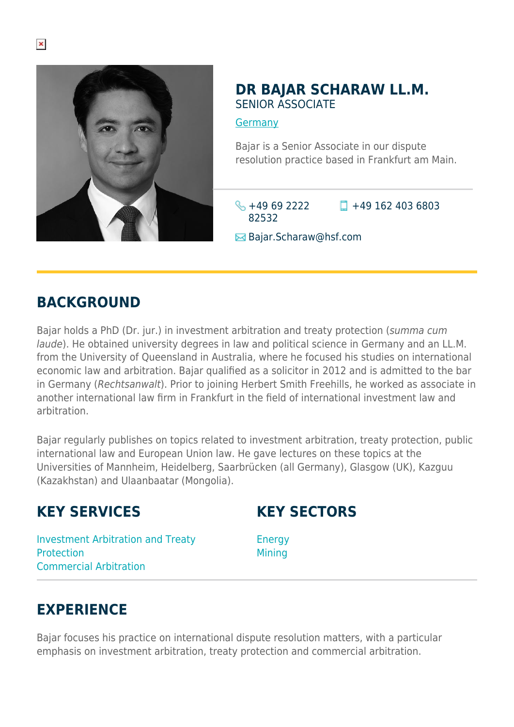# DR BAJAR SCHARAW LL.M.

SENIOR ASSOCIATE

Germany

Bajar is a Senior Associate in our dispute resolution practice based in Frankfurt am Main.

+49 69 2222 82532

+49 162 403 6803

Bajar.Scharaw@hsf.com

## BACKGROUND

Bajar holds a PhD (Dr. jur.) in investment arbitration and treaty protection (*summa cum laude*). He obtained university degrees in law and political science in Germany and an LL.M. from the University of Queensland in Australia, where he focused his studies on international economic law and arbitration. Bajar qualified as a solicitor in 2012 and is admitted to the bar in Germany (*Rechtsanwalt*). Prior to joining Herbert Smith Freehills, he worked as associate in another international law firm in Frankfurt in the field of international investment law and arbitration.

Bajar regularly publishes on topics related to investment arbitration, treaty protection, public international law and European Union law. He gave lectures on these topics at the Universities of Mannheim, Heidelberg, Saarbrücken (all Germany), Glasgow (UK), Kazguu (Kazakhstan) and Ulaanbaatar (Mongolia).

## KEY SERVICES

Investment Arbitration and Treaty Protection
Commercial Arbitration

## KEY SECTORS

Energy
Mining

## EXPERIENCE

Bajar focuses his practice on international dispute resolution matters, with a particular emphasis on investment arbitration, treaty protection and commercial arbitration.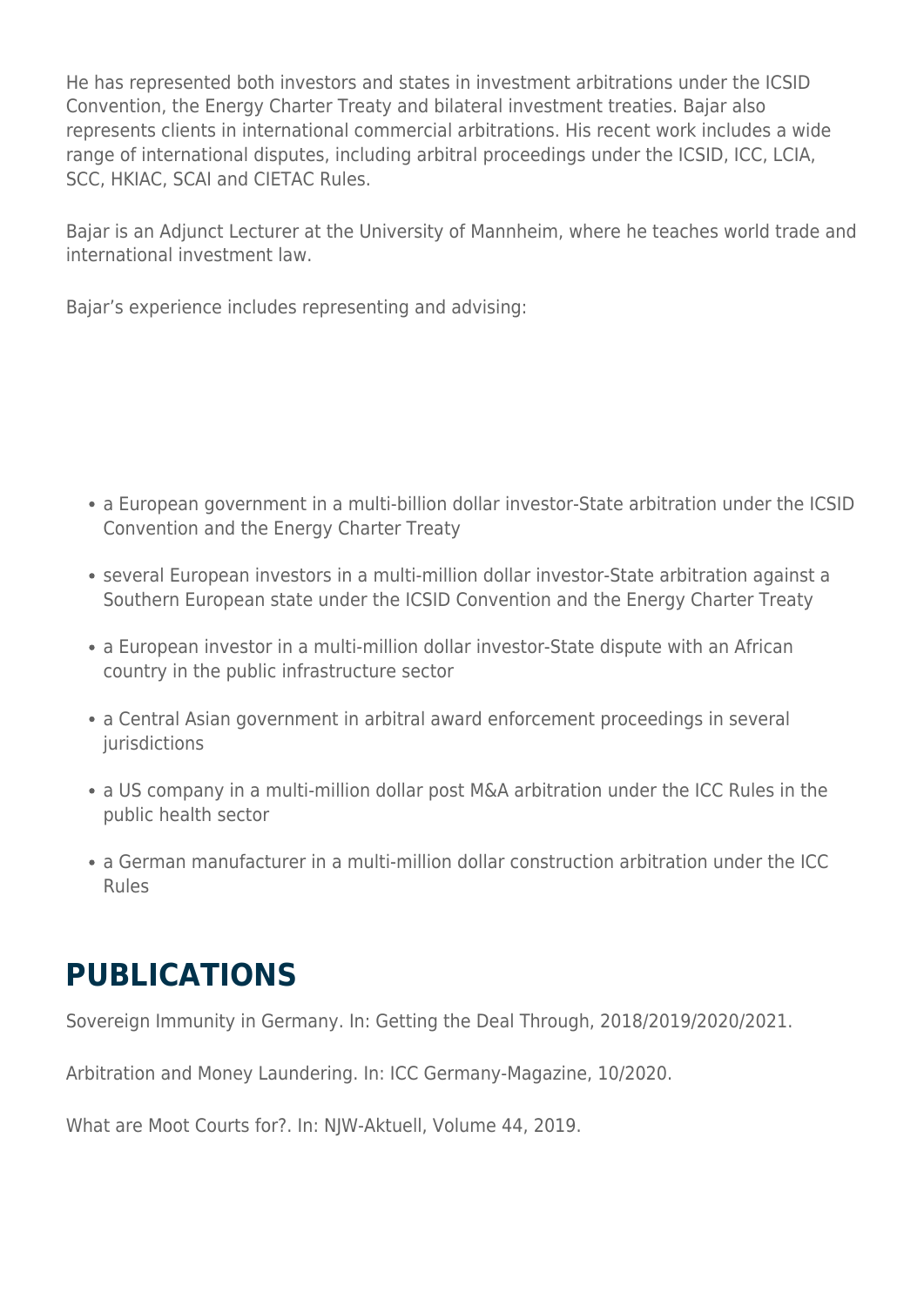He has represented both investors and states in investment arbitrations under the ICSID Convention, the Energy Charter Treaty and bilateral investment treaties. Bajar also represents clients in international commercial arbitrations. His recent work includes a wide range of international disputes, including arbitral proceedings under the ICSID, ICC, LCIA, SCC, HKIAC, SCAI and CIETAC Rules.

Bajar is an Adjunct Lecturer at the University of Mannheim, where he teaches world trade and international investment law.

Bajar's experience includes representing and advising:

- a European government in a multi-billion dollar investor-State arbitration under the ICSID Convention and the Energy Charter Treaty
- several European investors in a multi-million dollar investor-State arbitration against a Southern European state under the ICSID Convention and the Energy Charter Treaty
- a European investor in a multi-million dollar investor-State dispute with an African country in the public infrastructure sector
- a Central Asian government in arbitral award enforcement proceedings in several jurisdictions
- a US company in a multi-million dollar post M&A arbitration under the ICC Rules in the public health sector
- a German manufacturer in a multi-million dollar construction arbitration under the ICC Rules

## PUBLICATIONS

Sovereign Immunity in Germany. In: Getting the Deal Through, 2018/2019/2020/2021.

Arbitration and Money Laundering. In: ICC Germany-Magazine, 10/2020.

What are Moot Courts for?. In: NJW-Aktuell, Volume 44, 2019.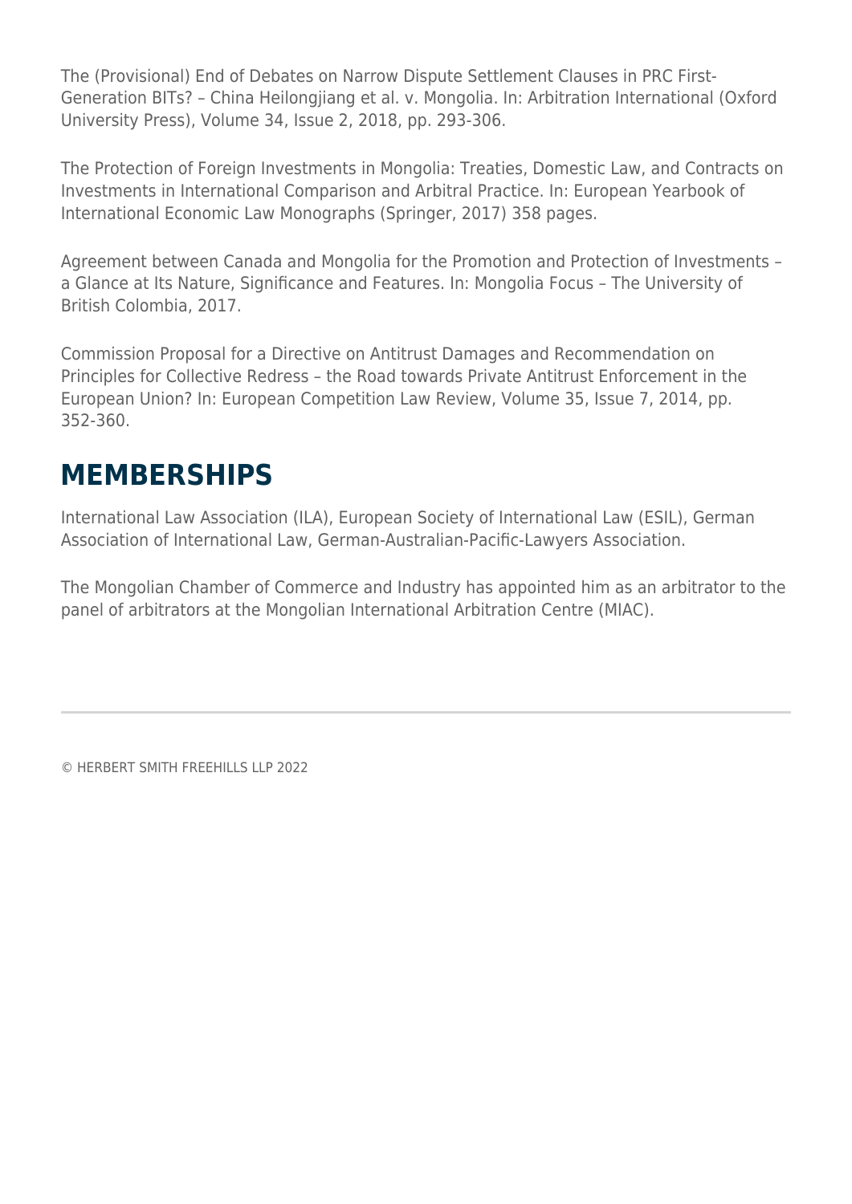The (Provisional) End of Debates on Narrow Dispute Settlement Clauses in PRC First-Generation BITs? – China Heilongjiang et al. v. Mongolia. In: Arbitration International (Oxford University Press), Volume 34, Issue 2, 2018, pp. 293-306.

The Protection of Foreign Investments in Mongolia: Treaties, Domestic Law, and Contracts on Investments in International Comparison and Arbitral Practice. In: European Yearbook of International Economic Law Monographs (Springer, 2017) 358 pages.

Agreement between Canada and Mongolia for the Promotion and Protection of Investments – a Glance at Its Nature, Significance and Features. In: Mongolia Focus – The University of British Colombia, 2017.

Commission Proposal for a Directive on Antitrust Damages and Recommendation on Principles for Collective Redress – the Road towards Private Antitrust Enforcement in the European Union? In: European Competition Law Review, Volume 35, Issue 7, 2014, pp. 352-360.

## MEMBERSHIPS

International Law Association (ILA), European Society of International Law (ESIL), German Association of International Law, German-Australian-Pacific-Lawyers Association.

The Mongolian Chamber of Commerce and Industry has appointed him as an arbitrator to the panel of arbitrators at the Mongolian International Arbitration Centre (MIAC).

---

© HERBERT SMITH FREEHILLS LLP 2022